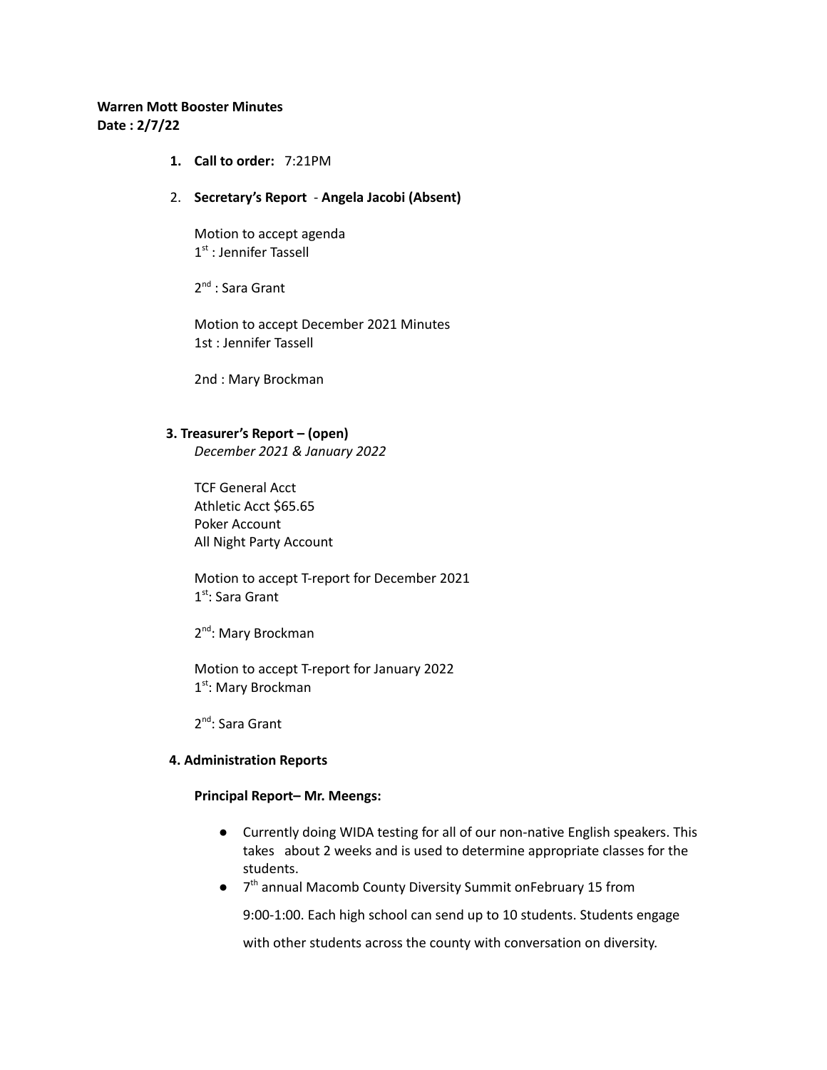**Warren Mott Booster Minutes**
**Date : 2/7/22**

1. **Call to order:** 7:21PM

2. **Secretary's Report** - **Angela Jacobi (Absent)**

   Motion to accept agenda
   1st : Jennifer Tassell

   2nd : Sara Grant

   Motion to accept December 2021 Minutes
   1st : Jennifer Tassell

   2nd : Mary Brockman

**3. Treasurer's Report – (open)**
*December 2021 & January 2022*

TCF General Acct
Athletic Acct $65.65
Poker Account
All Night Party Account

Motion to accept T-report for December 2021
1st: Sara Grant

2nd: Mary Brockman

Motion to accept T-report for January 2022
1st: Mary Brockman

2nd: Sara Grant

**4. Administration Reports**

**Principal Report– Mr. Meengs:**

- Currently doing WIDA testing for all of our non-native English speakers. This takes about 2 weeks and is used to determine appropriate classes for the students.
- 7th annual Macomb County Diversity Summit onFebruary 15 from 9:00-1:00. Each high school can send up to 10 students. Students engage with other students across the county with conversation on diversity.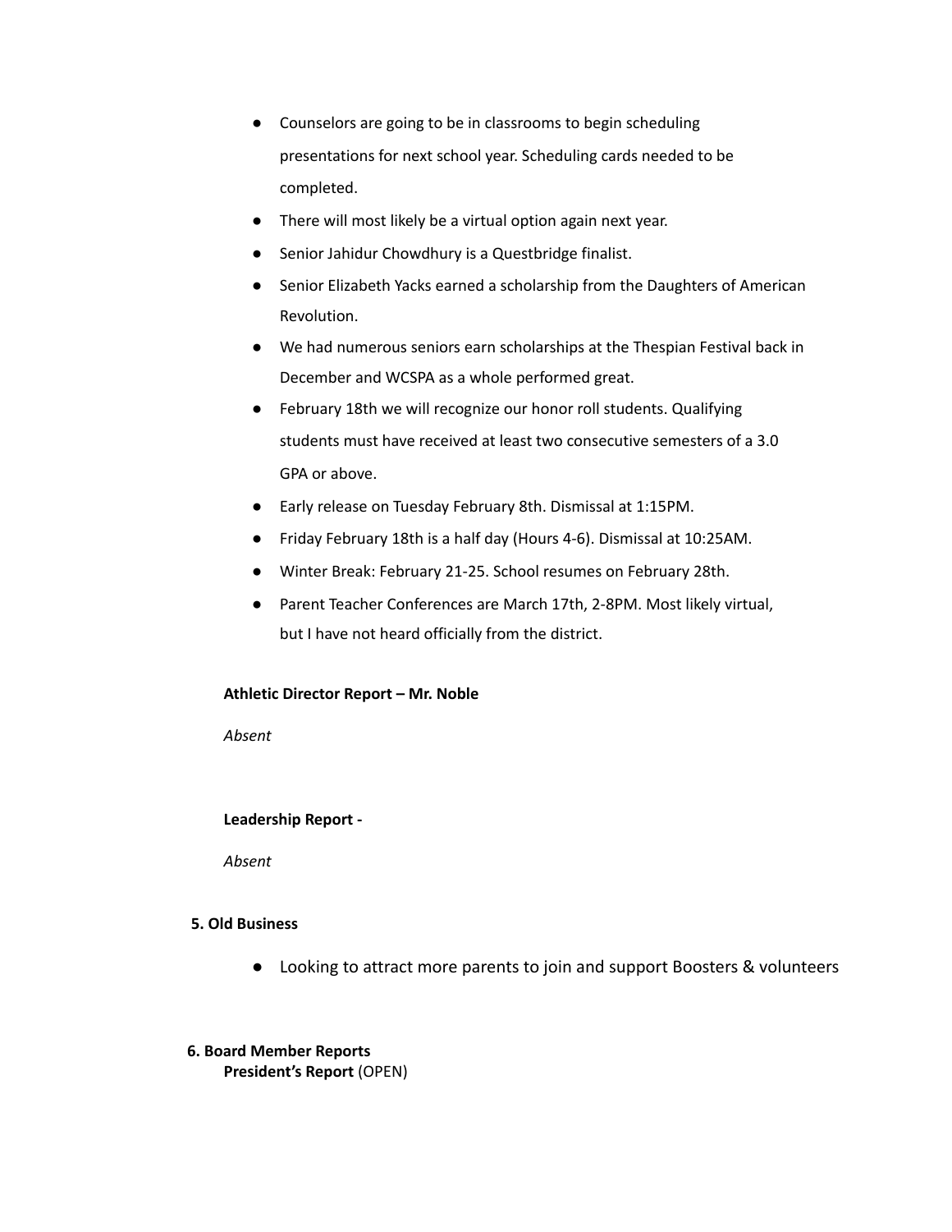- Counselors are going to be in classrooms to begin scheduling presentations for next school year. Scheduling cards needed to be completed.
- There will most likely be a virtual option again next year.
- Senior Jahidur Chowdhury is a Questbridge finalist.
- Senior Elizabeth Yacks earned a scholarship from the Daughters of American Revolution.
- We had numerous seniors earn scholarships at the Thespian Festival back in December and WCSPA as a whole performed great.
- February 18th we will recognize our honor roll students. Qualifying students must have received at least two consecutive semesters of a 3.0 GPA or above.
- Early release on Tuesday February 8th. Dismissal at 1:15PM.
- Friday February 18th is a half day (Hours 4-6). Dismissal at 10:25AM.
- Winter Break: February 21-25. School resumes on February 28th.
- Parent Teacher Conferences are March 17th, 2-8PM. Most likely virtual, but I have not heard officially from the district.

**Athletic Director Report – Mr. Noble**

*Absent*

**Leadership Report -**

*Absent*

**5. Old Business**

- Looking to attract more parents to join and support Boosters & volunteers

**6. Board Member Reports**

**President's Report** (OPEN)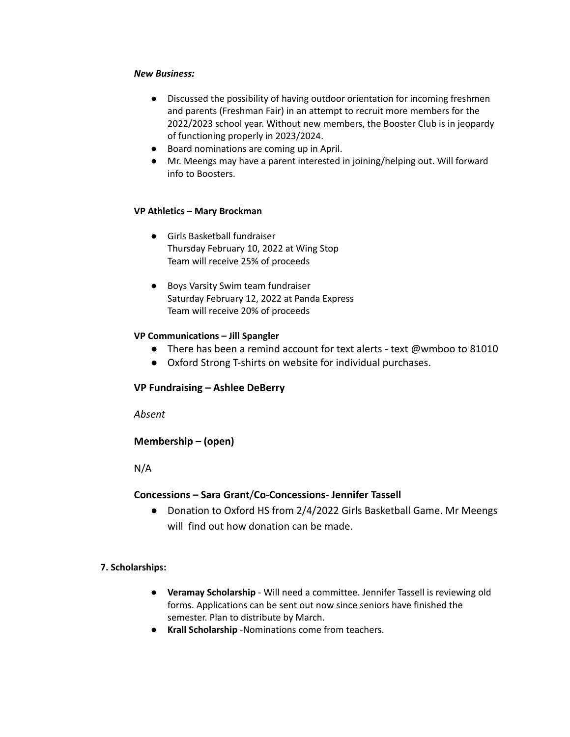***New Business:***

- Discussed the possibility of having outdoor orientation for incoming freshmen and parents (Freshman Fair) in an attempt to recruit more members for the 2022/2023 school year. Without new members, the Booster Club is in jeopardy of functioning properly in 2023/2024.
- Board nominations are coming up in April.
- Mr. Meengs may have a parent interested in joining/helping out. Will forward info to Boosters.

**VP Athletics – Mary Brockman**

- Girls Basketball fundraiser
  Thursday February 10, 2022 at Wing Stop
  Team will receive 25% of proceeds

- Boys Varsity Swim team fundraiser
  Saturday February 12, 2022 at Panda Express
  Team will receive 20% of proceeds

**VP Communications – Jill Spangler**

- There has been a remind account for text alerts - text @wmboo to 81010
- Oxford Strong T-shirts on website for individual purchases.

**VP Fundraising – Ashlee DeBerry**

*Absent*

**Membership – (open)**

N/A

**Concessions – Sara Grant/Co-Concessions- Jennifer Tassell**

- Donation to Oxford HS from 2/4/2022 Girls Basketball Game. Mr Meengs will find out how donation can be made.

**7. Scholarships:**

- **Veramay Scholarship** - Will need a committee. Jennifer Tassell is reviewing old forms. Applications can be sent out now since seniors have finished the semester. Plan to distribute by March.
- **Krall Scholarship** -Nominations come from teachers.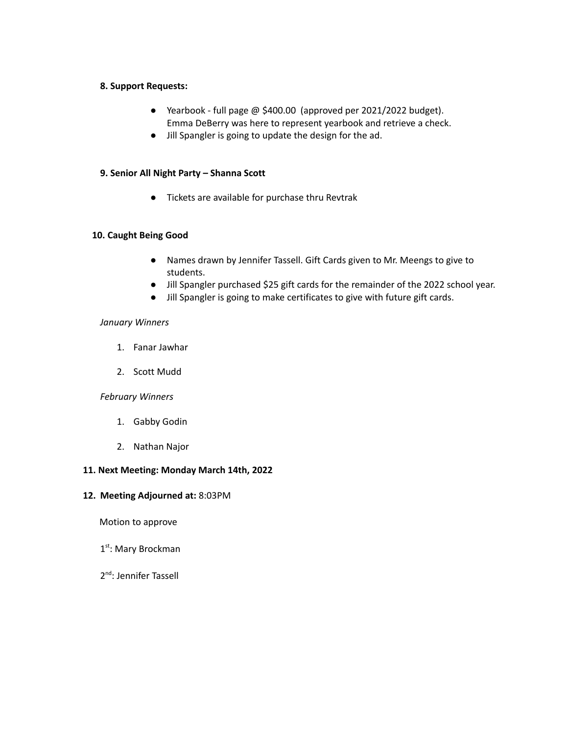**8. Support Requests:**

- Yearbook - full page @ $400.00 (approved per 2021/2022 budget). Emma DeBerry was here to represent yearbook and retrieve a check.
- Jill Spangler is going to update the design for the ad.

**9. Senior All Night Party – Shanna Scott**

- Tickets are available for purchase thru Revtrak

**10. Caught Being Good**

- Names drawn by Jennifer Tassell. Gift Cards given to Mr. Meengs to give to students.
- Jill Spangler purchased $25 gift cards for the remainder of the 2022 school year.
- Jill Spangler is going to make certificates to give with future gift cards.

*January Winners*

1. Fanar Jawhar
2. Scott Mudd

*February Winners*

1. Gabby Godin
2. Nathan Najor

**11. Next Meeting: Monday March 14th, 2022**

**12. Meeting Adjourned at:** 8:03PM

Motion to approve

1st: Mary Brockman

2nd: Jennifer Tassell